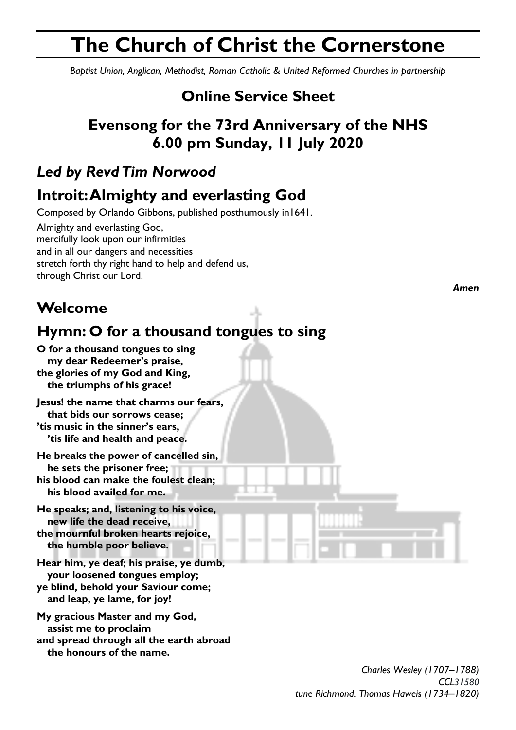# The Church of Christ the Cornerstone

*Baptist Union, Anglican, Methodist, Roman Catholic & United Reformed Churches in partnership*

## Online Service Sheet

## Evensong for the 73rd Anniversary of the NHS
## 6.00 pm Sunday, 11 July 2020

### *Led by Revd Tim Norwood*

## Introit: Almighty and everlasting God

Composed by Orlando Gibbons, published posthumously in1641.

Almighty and everlasting God,
mercifully look upon our infirmities
and in all our dangers and necessities
stretch forth thy right hand to help and defend us,
through Christ our Lord.

***Amen***

## Welcome

## Hymn: O for a thousand tongues to sing

**O for a thousand tongues to sing**
**my dear Redeemer's praise,**
**the glories of my God and King,**
**the triumphs of his grace!**

**Jesus! the name that charms our fears,**
**that bids our sorrows cease;**
**'tis music in the sinner's ears,**
**'tis life and health and peace.**

**He breaks the power of cancelled sin,**
**he sets the prisoner free;**
**his blood can make the foulest clean;**
**his blood availed for me.**

**He speaks; and, listening to his voice,**
**new life the dead receive,**
**the mournful broken hearts rejoice,**
**the humble poor believe.**

**Hear him, ye deaf; his praise, ye dumb,**
**your loosened tongues employ;**
**ye blind, behold your Saviour come;**
**and leap, ye lame, for joy!**

**My gracious Master and my God,**
**assist me to proclaim**
**and spread through all the earth abroad**
**the honours of the name.**

*Charles Wesley (1707–1788)*
*CCL31580*
*tune Richmond. Thomas Haweis (1734–1820)*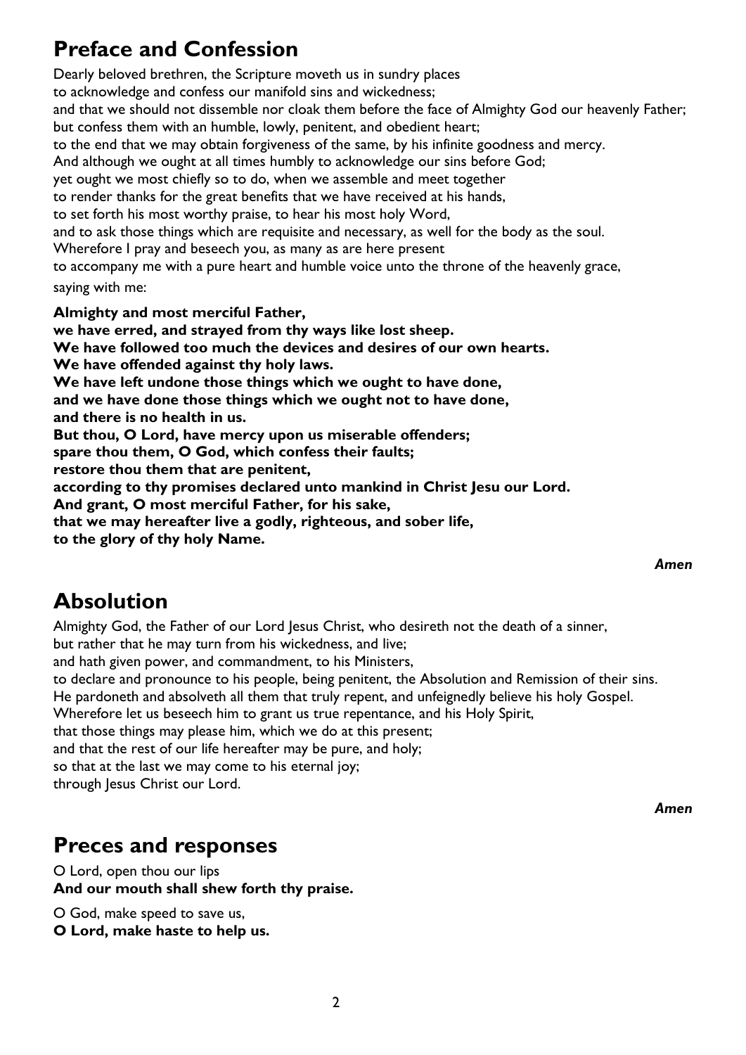## Preface and Confession

Dearly beloved brethren, the Scripture moveth us in sundry places
to acknowledge and confess our manifold sins and wickedness;
and that we should not dissemble nor cloak them before the face of Almighty God our heavenly Father;
but confess them with an humble, lowly, penitent, and obedient heart;
to the end that we may obtain forgiveness of the same, by his infinite goodness and mercy.
And although we ought at all times humbly to acknowledge our sins before God;
yet ought we most chiefly so to do, when we assemble and meet together
to render thanks for the great benefits that we have received at his hands,
to set forth his most worthy praise, to hear his most holy Word,
and to ask those things which are requisite and necessary, as well for the body as the soul.
Wherefore I pray and beseech you, as many as are here present
to accompany me with a pure heart and humble voice unto the throne of the heavenly grace,
saying with me:

**Almighty and most merciful Father,**
**we have erred, and strayed from thy ways like lost sheep.**
**We have followed too much the devices and desires of our own hearts.**
**We have offended against thy holy laws.**
**We have left undone those things which we ought to have done,**
**and we have done those things which we ought not to have done,**
**and there is no health in us.**
**But thou, O Lord, have mercy upon us miserable offenders;**
**spare thou them, O God, which confess their faults;**
**restore thou them that are penitent,**
**according to thy promises declared unto mankind in Christ Jesu our Lord.**
**And grant, O most merciful Father, for his sake,**
**that we may hereafter live a godly, righteous, and sober life,**
**to the glory of thy holy Name.**

***Amen***

## Absolution

Almighty God, the Father of our Lord Jesus Christ, who desireth not the death of a sinner,
but rather that he may turn from his wickedness, and live;
and hath given power, and commandment, to his Ministers,
to declare and pronounce to his people, being penitent, the Absolution and Remission of their sins.
He pardoneth and absolveth all them that truly repent, and unfeignedly believe his holy Gospel.
Wherefore let us beseech him to grant us true repentance, and his Holy Spirit,
that those things may please him, which we do at this present;
and that the rest of our life hereafter may be pure, and holy;
so that at the last we may come to his eternal joy;
through Jesus Christ our Lord.

***Amen***

## Preces and responses

O Lord, open thou our lips
**And our mouth shall shew forth thy praise.**

O God, make speed to save us,
**O Lord, make haste to help us.**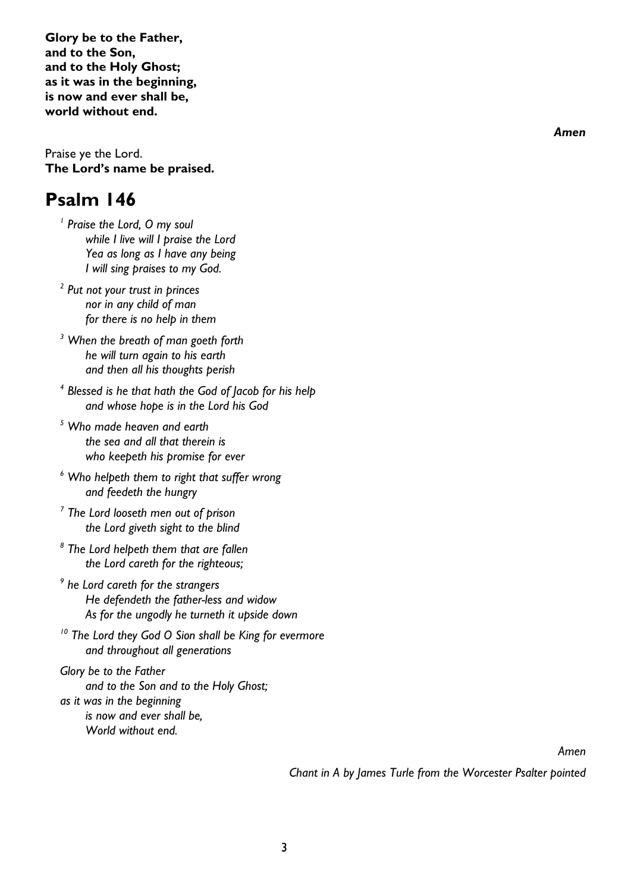**Glory be to the Father,**
**and to the Son,**
**and to the Holy Ghost;**
**as it was in the beginning,**
**is now and ever shall be,**
**world without end.**

***Amen***

Praise ye the Lord.
**The Lord's name be praised.**

# Psalm 146

*[1] Praise the Lord, O my soul*
*while I live will I praise the Lord*
*Yea as long as I have any being*
*I will sing praises to my God.*

*[2] Put not your trust in princes*
*nor in any child of man*
*for there is no help in them*

*[3] When the breath of man goeth forth*
*he will turn again to his earth*
*and then all his thoughts perish*

*[4] Blessed is he that hath the God of Jacob for his help*
*and whose hope is in the Lord his God*

*[5] Who made heaven and earth*
*the sea and all that therein is*
*who keepeth his promise for ever*

*[6] Who helpeth them to right that suffer wrong*
*and feedeth the hungry*

*[7] The Lord looseth men out of prison*
*the Lord giveth sight to the blind*

*[8] The Lord helpeth them that are fallen*
*the Lord careth for the righteous;*

*[9] he Lord careth for the strangers*
*He defendeth the father-less and widow*
*As for the ungodly he turneth it upside down*

*[10] The Lord they God O Sion shall be King for evermore*
*and throughout all generations*

*Glory be to the Father*
*and to the Son and to the Holy Ghost;*
*as it was in the beginning*
*is now and ever shall be,*
*World without end.*

*Amen*

*Chant in A by James Turle from the Worcester Psalter pointed*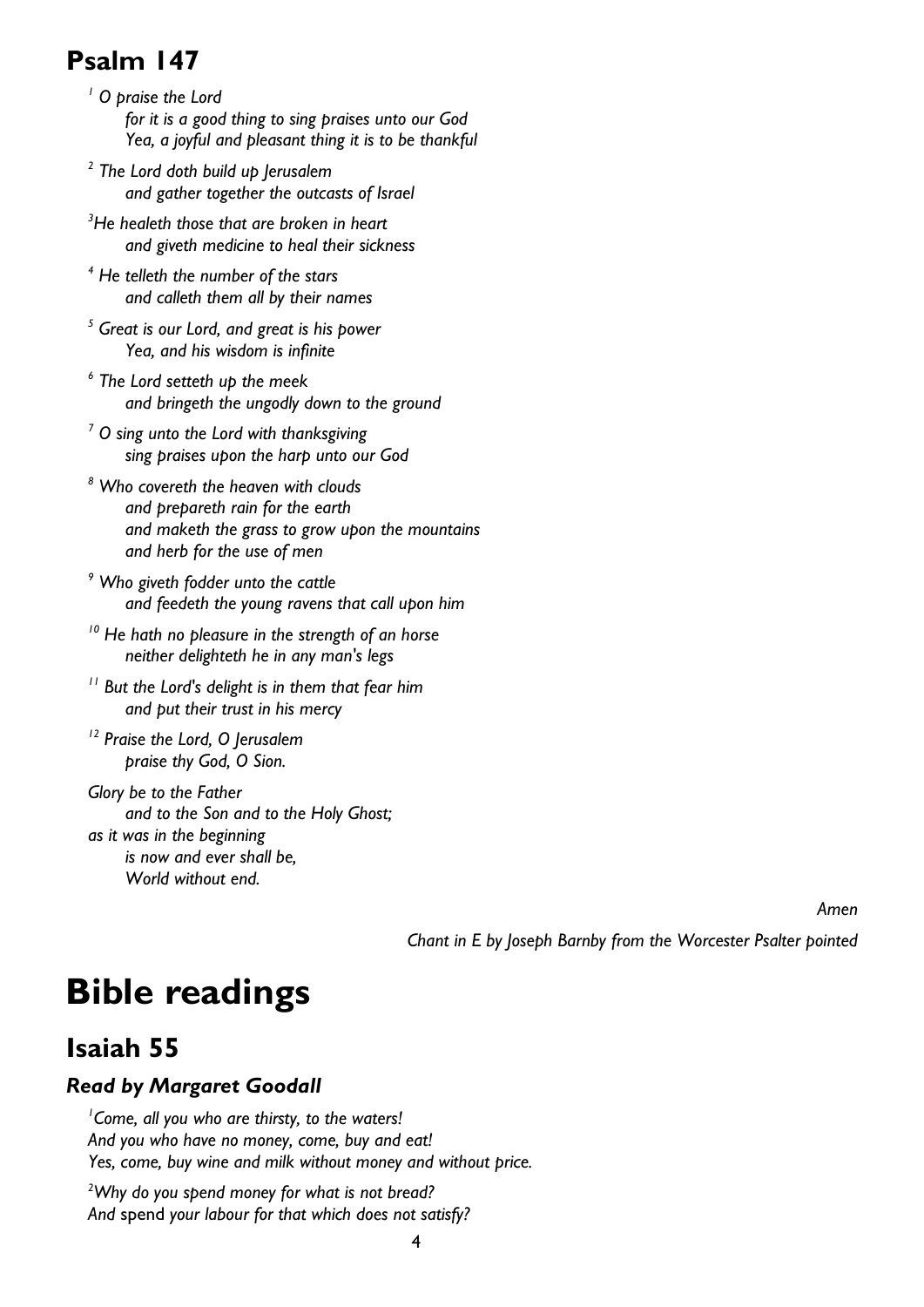## Psalm 147

*[1] O praise the Lord*
*for it is a good thing to sing praises unto our God*
*Yea, a joyful and pleasant thing it is to be thankful*

*[2] The Lord doth build up Jerusalem*
*and gather together the outcasts of Israel*

*[3]He healeth those that are broken in heart*
*and giveth medicine to heal their sickness*

*[4] He telleth the number of the stars*
*and calleth them all by their names*

*[5] Great is our Lord, and great is his power*
*Yea, and his wisdom is infinite*

*[6] The Lord setteth up the meek*
*and bringeth the ungodly down to the ground*

*[7] O sing unto the Lord with thanksgiving*
*sing praises upon the harp unto our God*

*[8] Who covereth the heaven with clouds*
*and prepareth rain for the earth*
*and maketh the grass to grow upon the mountains*
*and herb for the use of men*

*[9] Who giveth fodder unto the cattle*
*and feedeth the young ravens that call upon him*

*[10] He hath no pleasure in the strength of an horse*
*neither delighteth he in any man's legs*

*[11] But the Lord's delight is in them that fear him*
*and put their trust in his mercy*

*[12] Praise the Lord, O Jerusalem*
*praise thy God, O Sion.*

*Glory be to the Father*
*and to the Son and to the Holy Ghost;*
*as it was in the beginning*
*is now and ever shall be,*
*World without end.*

*Amen*

*Chant in E by Joseph Barnby from the Worcester Psalter pointed*

# Bible readings

## Isaiah 55

### *Read by Margaret Goodall*

*[1]Come, all you who are thirsty, to the waters!*
*And you who have no money, come, buy and eat!*
*Yes, come, buy wine and milk without money and without price.*

*[2]Why do you spend money for what is not bread?*
*And* spend *your labour for that which does not satisfy?*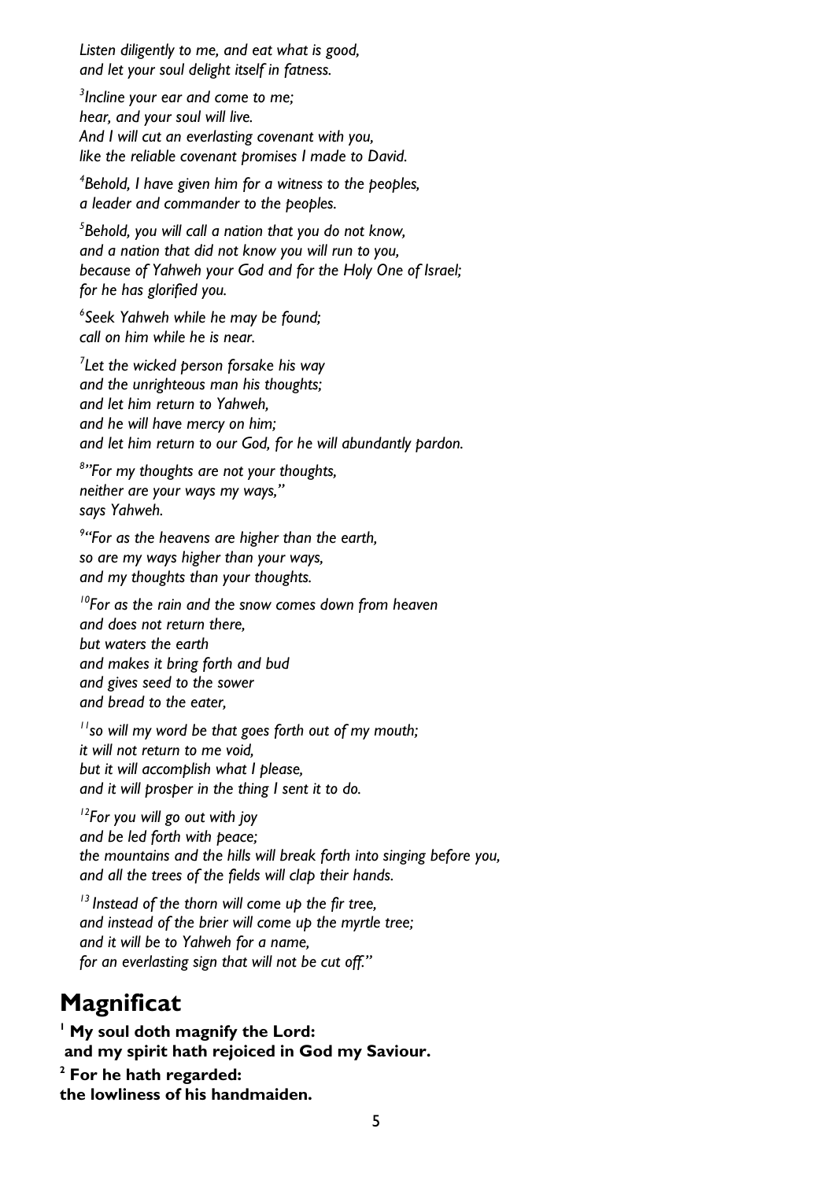*Listen diligently to me, and eat what is good,*
*and let your soul delight itself in fatness.*

*[3]Incline your ear and come to me;*
*hear, and your soul will live.*
*And I will cut an everlasting covenant with you,*
*like the reliable covenant promises I made to David.*

*[4]Behold, I have given him for a witness to the peoples,*
*a leader and commander to the peoples.*

*[5]Behold, you will call a nation that you do not know,*
*and a nation that did not know you will run to you,*
*because of Yahweh your God and for the Holy One of Israel;*
*for he has glorified you.*

*[6]Seek Yahweh while he may be found;*
*call on him while he is near.*

*[7]Let the wicked person forsake his way*
*and the unrighteous man his thoughts;*
*and let him return to Yahweh,*
*and he will have mercy on him;*
*and let him return to our God, for he will abundantly pardon.*

*[8]"For my thoughts are not your thoughts,*
*neither are your ways my ways,"*
*says Yahweh.*

*[9]"For as the heavens are higher than the earth,*
*so are my ways higher than your ways,*
*and my thoughts than your thoughts.*

*[10]For as the rain and the snow comes down from heaven*
*and does not return there,*
*but waters the earth*
*and makes it bring forth and bud*
*and gives seed to the sower*
*and bread to the eater,*

*[11]so will my word be that goes forth out of my mouth;*
*it will not return to me void,*
*but it will accomplish what I please,*
*and it will prosper in the thing I sent it to do.*

*[12]For you will go out with joy*
*and be led forth with peace;*
*the mountains and the hills will break forth into singing before you,*
*and all the trees of the fields will clap their hands.*

*[13] Instead of the thorn will come up the fir tree,*
*and instead of the brier will come up the myrtle tree;*
*and it will be to Yahweh for a name,*
*for an everlasting sign that will not be cut off."*

## Magnificat

**[1] My soul doth magnify the Lord:**
**and my spirit hath rejoiced in God my Saviour.**

**[2] For he hath regarded:**
**the lowliness of his handmaiden.**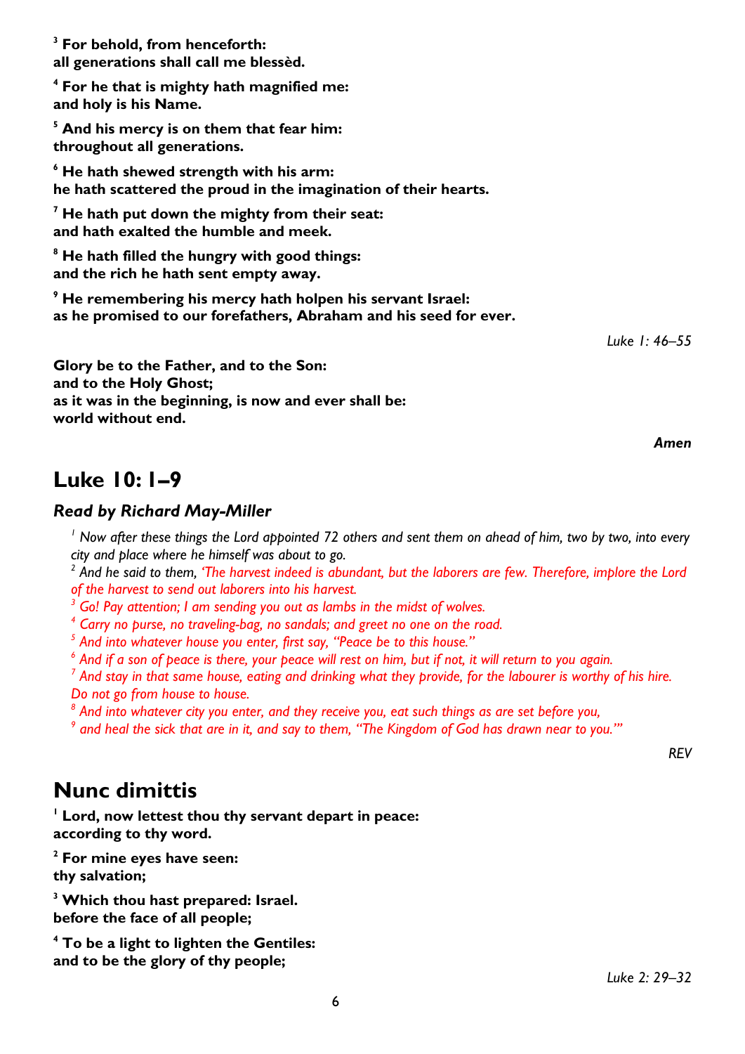**[3] For behold, from henceforth:**
**all generations shall call me blessèd.**

**[4] For he that is mighty hath magnified me:**
**and holy is his Name.**

**[5] And his mercy is on them that fear him:**
**throughout all generations.**

**[6] He hath shewed strength with his arm:**
**he hath scattered the proud in the imagination of their hearts.**

**[7] He hath put down the mighty from their seat:**
**and hath exalted the humble and meek.**

**[8] He hath filled the hungry with good things:**
**and the rich he hath sent empty away.**

**[9] He remembering his mercy hath holpen his servant Israel:**
**as he promised to our forefathers, Abraham and his seed for ever.**

*Luke 1: 46–55*

**Glory be to the Father, and to the Son:**
**and to the Holy Ghost;**
**as it was in the beginning, is now and ever shall be:**
**world without end.**

***Amen***

## Luke 10: 1–9

### *Read by Richard May-Miller*

*[1] Now after these things the Lord appointed 72 others and sent them on ahead of him, two by two, into every city and place where he himself was about to go.*
*[2] And he said to them, 'The harvest indeed is abundant, but the laborers are few. Therefore, implore the Lord of the harvest to send out laborers into his harvest.*
*[3] Go! Pay attention; I am sending you out as lambs in the midst of wolves.*
*[4] Carry no purse, no traveling-bag, no sandals; and greet no one on the road.*
*[5] And into whatever house you enter, first say, "Peace be to this house."*
*[6] And if a son of peace is there, your peace will rest on him, but if not, it will return to you again.*
*[7] And stay in that same house, eating and drinking what they provide, for the labourer is worthy of his hire. Do not go from house to house.*
*[8] And into whatever city you enter, and they receive you, eat such things as are set before you,*
*[9] and heal the sick that are in it, and say to them, "The Kingdom of God has drawn near to you."'*

*REV*

## Nunc dimittis

**[1] Lord, now lettest thou thy servant depart in peace:**
**according to thy word.**

**[2] For mine eyes have seen:**
**thy salvation;**

**[3] Which thou hast prepared: Israel.**
**before the face of all people;**

**[4] To be a light to lighten the Gentiles:**
**and to be the glory of thy people;**

*Luke 2: 29–32*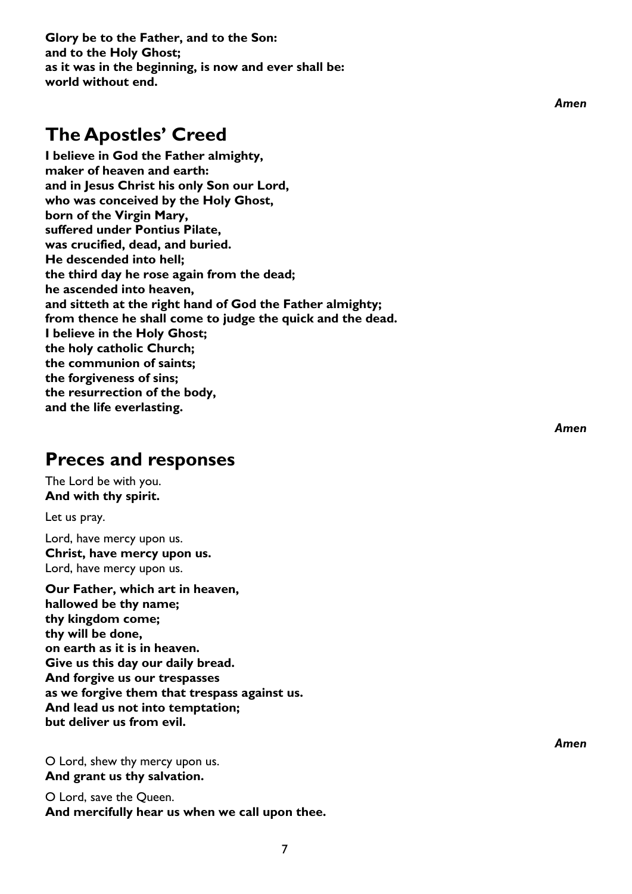**Glory be to the Father, and to the Son:**
**and to the Holy Ghost;**
**as it was in the beginning, is now and ever shall be:**
**world without end.**

***Amen***

## The Apostles' Creed

**I believe in God the Father almighty,**
**maker of heaven and earth:**
**and in Jesus Christ his only Son our Lord,**
**who was conceived by the Holy Ghost,**
**born of the Virgin Mary,**
**suffered under Pontius Pilate,**
**was crucified, dead, and buried.**
**He descended into hell;**
**the third day he rose again from the dead;**
**he ascended into heaven,**
**and sitteth at the right hand of God the Father almighty;**
**from thence he shall come to judge the quick and the dead.**
**I believe in the Holy Ghost;**
**the holy catholic Church;**
**the communion of saints;**
**the forgiveness of sins;**
**the resurrection of the body,**
**and the life everlasting.**

***Amen***

## Preces and responses

The Lord be with you.
**And with thy spirit.**

Let us pray.

Lord, have mercy upon us.
**Christ, have mercy upon us.**
Lord, have mercy upon us.

**Our Father, which art in heaven,**
**hallowed be thy name;**
**thy kingdom come;**
**thy will be done,**
**on earth as it is in heaven.**
**Give us this day our daily bread.**
**And forgive us our trespasses**
**as we forgive them that trespass against us.**
**And lead us not into temptation;**
**but deliver us from evil.**

***Amen***

O Lord, shew thy mercy upon us.
**And grant us thy salvation.**

O Lord, save the Queen.
**And mercifully hear us when we call upon thee.**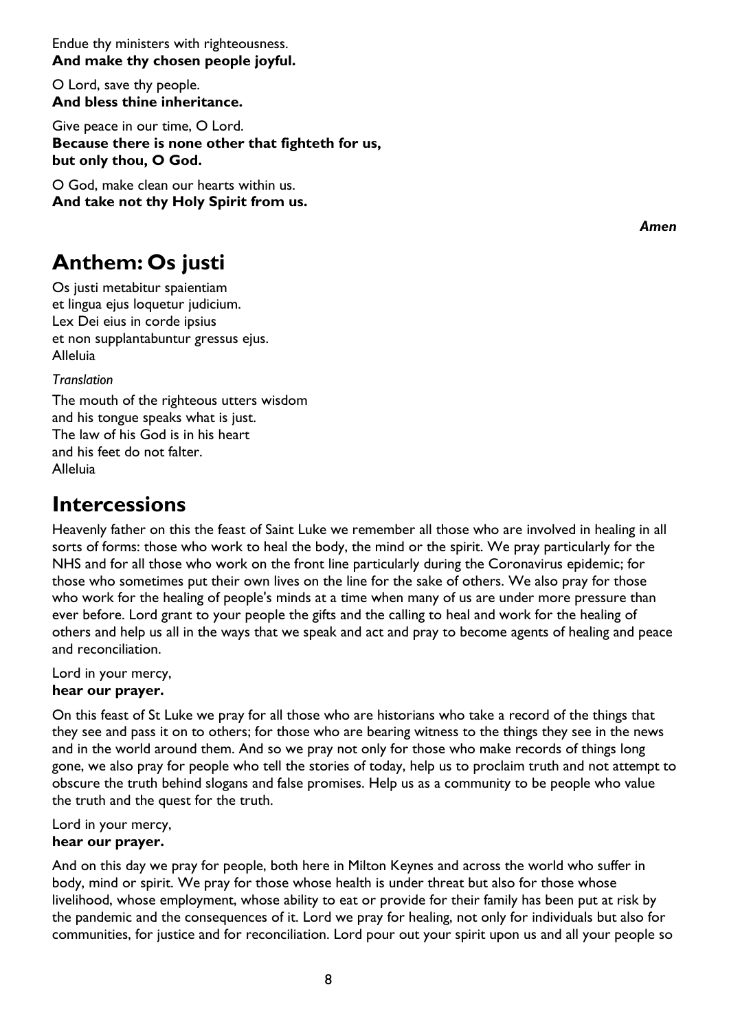Endue thy ministers with righteousness.
**And make thy chosen people joyful.**

O Lord, save thy people.
**And bless thine inheritance.**

Give peace in our time, O Lord.
**Because there is none other that fighteth for us,
but only thou, O God.**

O God, make clean our hearts within us.
**And take not thy Holy Spirit from us.**

***Amen***

# Anthem: Os justi

Os justi metabitur spaientiam
et lingua ejus loquetur judicium.
Lex Dei eius in corde ipsius
et non supplantabuntur gressus ejus.
Alleluia

*Translation*

The mouth of the righteous utters wisdom
and his tongue speaks what is just.
The law of his God is in his heart
and his feet do not falter.
Alleluia

# Intercessions

Heavenly father on this the feast of Saint Luke we remember all those who are involved in healing in all sorts of forms: those who work to heal the body, the mind or the spirit. We pray particularly for the NHS and for all those who work on the front line particularly during the Coronavirus epidemic; for those who sometimes put their own lives on the line for the sake of others. We also pray for those who work for the healing of people's minds at a time when many of us are under more pressure than ever before. Lord grant to your people the gifts and the calling to heal and work for the healing of others and help us all in the ways that we speak and act and pray to become agents of healing and peace and reconciliation.

Lord in your mercy,
**hear our prayer.**

On this feast of St Luke we pray for all those who are historians who take a record of the things that they see and pass it on to others; for those who are bearing witness to the things they see in the news and in the world around them. And so we pray not only for those who make records of things long gone, we also pray for people who tell the stories of today, help us to proclaim truth and not attempt to obscure the truth behind slogans and false promises. Help us as a community to be people who value the truth and the quest for the truth.

Lord in your mercy,
**hear our prayer.**

And on this day we pray for people, both here in Milton Keynes and across the world who suffer in body, mind or spirit. We pray for those whose health is under threat but also for those whose livelihood, whose employment, whose ability to eat or provide for their family has been put at risk by the pandemic and the consequences of it. Lord we pray for healing, not only for individuals but also for communities, for justice and for reconciliation. Lord pour out your spirit upon us and all your people so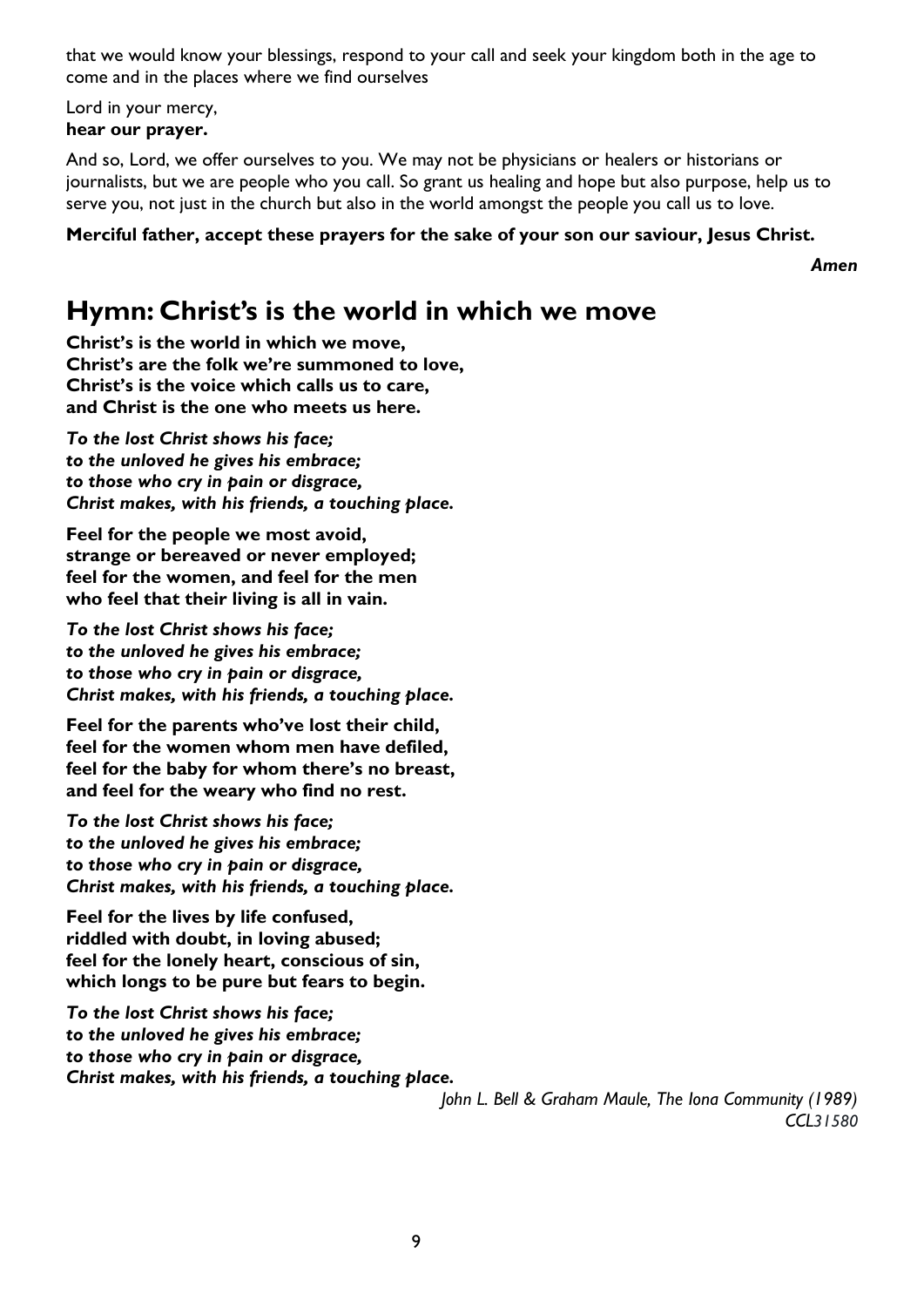that we would know your blessings, respond to your call and seek your kingdom both in the age to come and in the places where we find ourselves

Lord in your mercy,
**hear our prayer.**

And so, Lord, we offer ourselves to you. We may not be physicians or healers or historians or journalists, but we are people who you call. So grant us healing and hope but also purpose, help us to serve you, not just in the church but also in the world amongst the people you call us to love.

**Merciful father, accept these prayers for the sake of your son our saviour, Jesus Christ.**

***Amen***

# Hymn: Christ's is the world in which we move

**Christ's is the world in which we move,**
**Christ's are the folk we're summoned to love,**
**Christ's is the voice which calls us to care,**
**and Christ is the one who meets us here.**

***To the lost Christ shows his face;***
***to the unloved he gives his embrace;***
***to those who cry in pain or disgrace,***
***Christ makes, with his friends, a touching place.***

**Feel for the people we most avoid,**
**strange or bereaved or never employed;**
**feel for the women, and feel for the men**
**who feel that their living is all in vain.**

***To the lost Christ shows his face;***
***to the unloved he gives his embrace;***
***to those who cry in pain or disgrace,***
***Christ makes, with his friends, a touching place.***

**Feel for the parents who've lost their child,**
**feel for the women whom men have defiled,**
**feel for the baby for whom there's no breast,**
**and feel for the weary who find no rest.**

***To the lost Christ shows his face;***
***to the unloved he gives his embrace;***
***to those who cry in pain or disgrace,***
***Christ makes, with his friends, a touching place.***

**Feel for the lives by life confused,**
**riddled with doubt, in loving abused;**
**feel for the lonely heart, conscious of sin,**
**which longs to be pure but fears to begin.**

***To the lost Christ shows his face;***
***to the unloved he gives his embrace;***
***to those who cry in pain or disgrace,***
***Christ makes, with his friends, a touching place.***

*John L. Bell & Graham Maule, The Iona Community (1989)*
*CCL31580*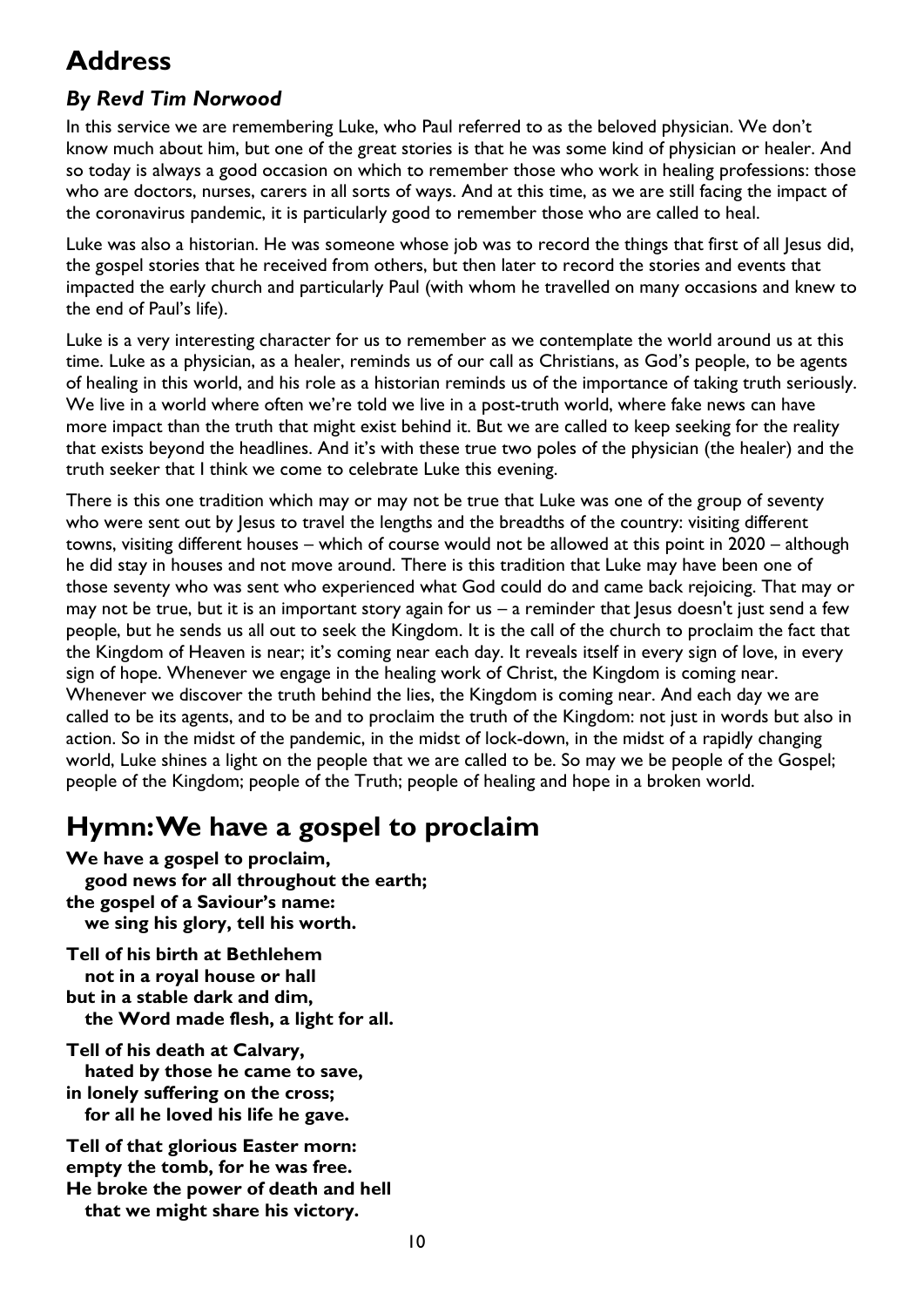# Address

### *By Revd Tim Norwood*

In this service we are remembering Luke, who Paul referred to as the beloved physician. We don't know much about him, but one of the great stories is that he was some kind of physician or healer. And so today is always a good occasion on which to remember those who work in healing professions: those who are doctors, nurses, carers in all sorts of ways. And at this time, as we are still facing the impact of the coronavirus pandemic, it is particularly good to remember those who are called to heal.

Luke was also a historian. He was someone whose job was to record the things that first of all Jesus did, the gospel stories that he received from others, but then later to record the stories and events that impacted the early church and particularly Paul (with whom he travelled on many occasions and knew to the end of Paul's life).

Luke is a very interesting character for us to remember as we contemplate the world around us at this time. Luke as a physician, as a healer, reminds us of our call as Christians, as God's people, to be agents of healing in this world, and his role as a historian reminds us of the importance of taking truth seriously. We live in a world where often we're told we live in a post-truth world, where fake news can have more impact than the truth that might exist behind it. But we are called to keep seeking for the reality that exists beyond the headlines. And it's with these true two poles of the physician (the healer) and the truth seeker that I think we come to celebrate Luke this evening.

There is this one tradition which may or may not be true that Luke was one of the group of seventy who were sent out by Jesus to travel the lengths and the breadths of the country: visiting different towns, visiting different houses – which of course would not be allowed at this point in 2020 – although he did stay in houses and not move around. There is this tradition that Luke may have been one of those seventy who was sent who experienced what God could do and came back rejoicing. That may or may not be true, but it is an important story again for us – a reminder that Jesus doesn't just send a few people, but he sends us all out to seek the Kingdom. It is the call of the church to proclaim the fact that the Kingdom of Heaven is near; it's coming near each day. It reveals itself in every sign of love, in every sign of hope. Whenever we engage in the healing work of Christ, the Kingdom is coming near. Whenever we discover the truth behind the lies, the Kingdom is coming near. And each day we are called to be its agents, and to be and to proclaim the truth of the Kingdom: not just in words but also in action. So in the midst of the pandemic, in the midst of lock-down, in the midst of a rapidly changing world, Luke shines a light on the people that we are called to be. So may we be people of the Gospel; people of the Kingdom; people of the Truth; people of healing and hope in a broken world.

# Hymn: We have a gospel to proclaim

**We have a gospel to proclaim,**
**good news for all throughout the earth;**
**the gospel of a Saviour's name:**
**we sing his glory, tell his worth.**

**Tell of his birth at Bethlehem**
**not in a royal house or hall**
**but in a stable dark and dim,**
**the Word made flesh, a light for all.**

**Tell of his death at Calvary,**
**hated by those he came to save,**
**in lonely suffering on the cross;**
**for all he loved his life he gave.**

**Tell of that glorious Easter morn:**
**empty the tomb, for he was free.**
**He broke the power of death and hell**
**that we might share his victory.**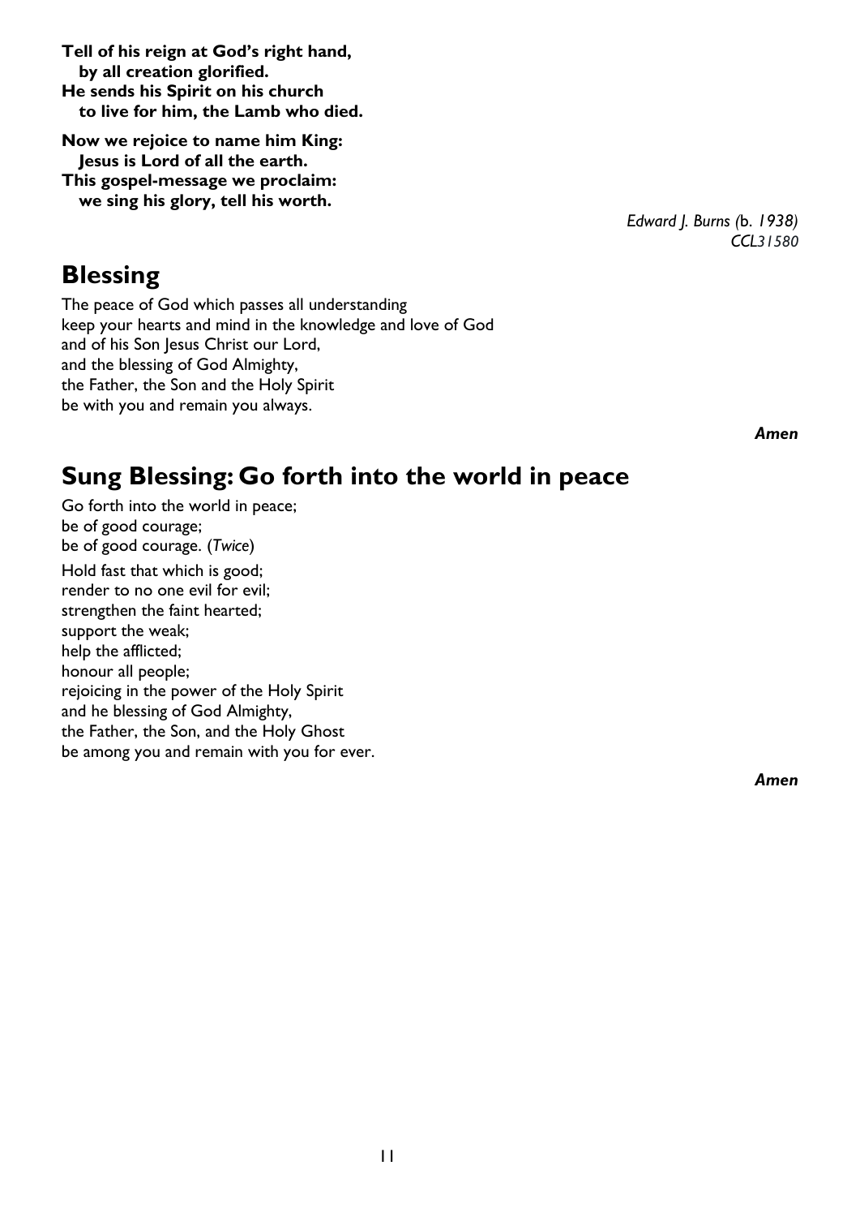**Tell of his reign at God's right hand,**
**by all creation glorified.**
**He sends his Spirit on his church**
**to live for him, the Lamb who died.**

**Now we rejoice to name him King:**
**Jesus is Lord of all the earth.**
**This gospel-message we proclaim:**
**we sing his glory, tell his worth.**

*Edward J. Burns (b. 1938)*
*CCL31580*

## Blessing

The peace of God which passes all understanding
keep your hearts and mind in the knowledge and love of God
and of his Son Jesus Christ our Lord,
and the blessing of God Almighty,
the Father, the Son and the Holy Spirit
be with you and remain you always.

***Amen***

## Sung Blessing: Go forth into the world in peace

Go forth into the world in peace;
be of good courage;
be of good courage. (*Twice*)

Hold fast that which is good;
render to no one evil for evil;
strengthen the faint hearted;
support the weak;
help the afflicted;
honour all people;
rejoicing in the power of the Holy Spirit
and he blessing of God Almighty,
the Father, the Son, and the Holy Ghost
be among you and remain with you for ever.

***Amen***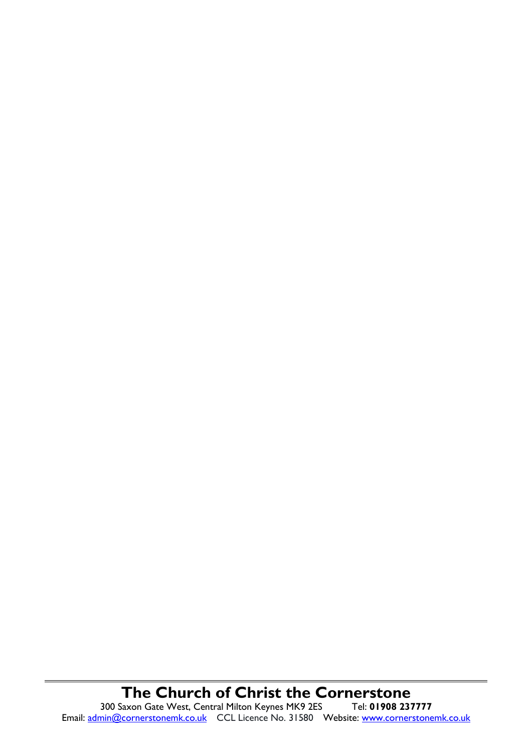# The Church of Christ the Cornerstone

300 Saxon Gate West, Central Milton Keynes MK9 2ES Tel: **01908 237777**

Email: admin@cornerstonemk.co.uk CCL Licence No. 31580 Website: www.cornerstonemk.co.uk